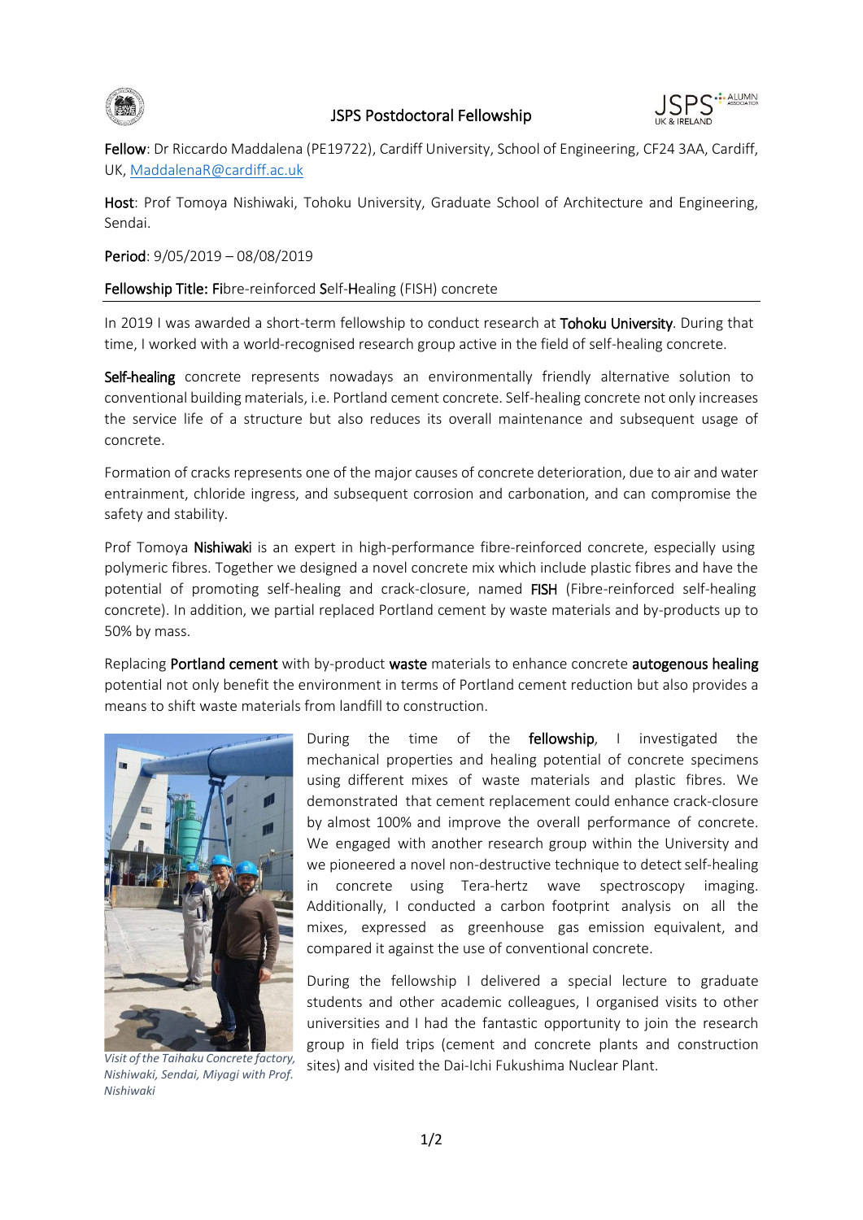# JSPS Postdoctoral Fellowship

**Fellow**: Dr Riccardo Maddalena (PE19722), Cardiff University, School of Engineering, CF24 3AA, Cardiff, UK, MaddalenaR@cardiff.ac.uk

**Host**: Prof Tomoya Nishiwaki, Tohoku University, Graduate School of Architecture and Engineering, Sendai.

**Period**: 9/05/2019 – 08/08/2019

**Fellowship Title: Fi**bre-reinforced **S**elf-**H**ealing (FISH) concrete

---

In 2019 I was awarded a short-term fellowship to conduct research at **Tohoku University**. During that time, I worked with a world-recognised research group active in the field of self-healing concrete.

**Self-healing** concrete represents nowadays an environmentally friendly alternative solution to conventional building materials, i.e. Portland cement concrete. Self-healing concrete not only increases the service life of a structure but also reduces its overall maintenance and subsequent usage of concrete.

Formation of cracks represents one of the major causes of concrete deterioration, due to air and water entrainment, chloride ingress, and subsequent corrosion and carbonation, and can compromise the safety and stability.

Prof Tomoya **Nishiwaki** is an expert in high-performance fibre-reinforced concrete, especially using polymeric fibres. Together we designed a novel concrete mix which include plastic fibres and have the potential of promoting self-healing and crack-closure, named **FISH** (Fibre-reinforced self-healing concrete). In addition, we partial replaced Portland cement by waste materials and by-products up to 50% by mass.

Replacing **Portland cement** with by-product **waste** materials to enhance concrete **autogenous healing** potential not only benefit the environment in terms of Portland cement reduction but also provides a means to shift waste materials from landfill to construction.

*Visit of the Taihaku Concrete factory, Nishiwaki, Sendai, Miyagi with Prof. Nishiwaki*

During the time of the **fellowship**, I investigated the mechanical properties and healing potential of concrete specimens using different mixes of waste materials and plastic fibres. We demonstrated that cement replacement could enhance crack-closure by almost 100% and improve the overall performance of concrete. We engaged with another research group within the University and we pioneered a novel non-destructive technique to detect self-healing in concrete using Tera-hertz wave spectroscopy imaging. Additionally, I conducted a carbon footprint analysis on all the mixes, expressed as greenhouse gas emission equivalent, and compared it against the use of conventional concrete.

During the fellowship I delivered a special lecture to graduate students and other academic colleagues, I organised visits to other universities and I had the fantastic opportunity to join the research group in field trips (cement and concrete plants and construction sites) and visited the Dai-Ichi Fukushima Nuclear Plant.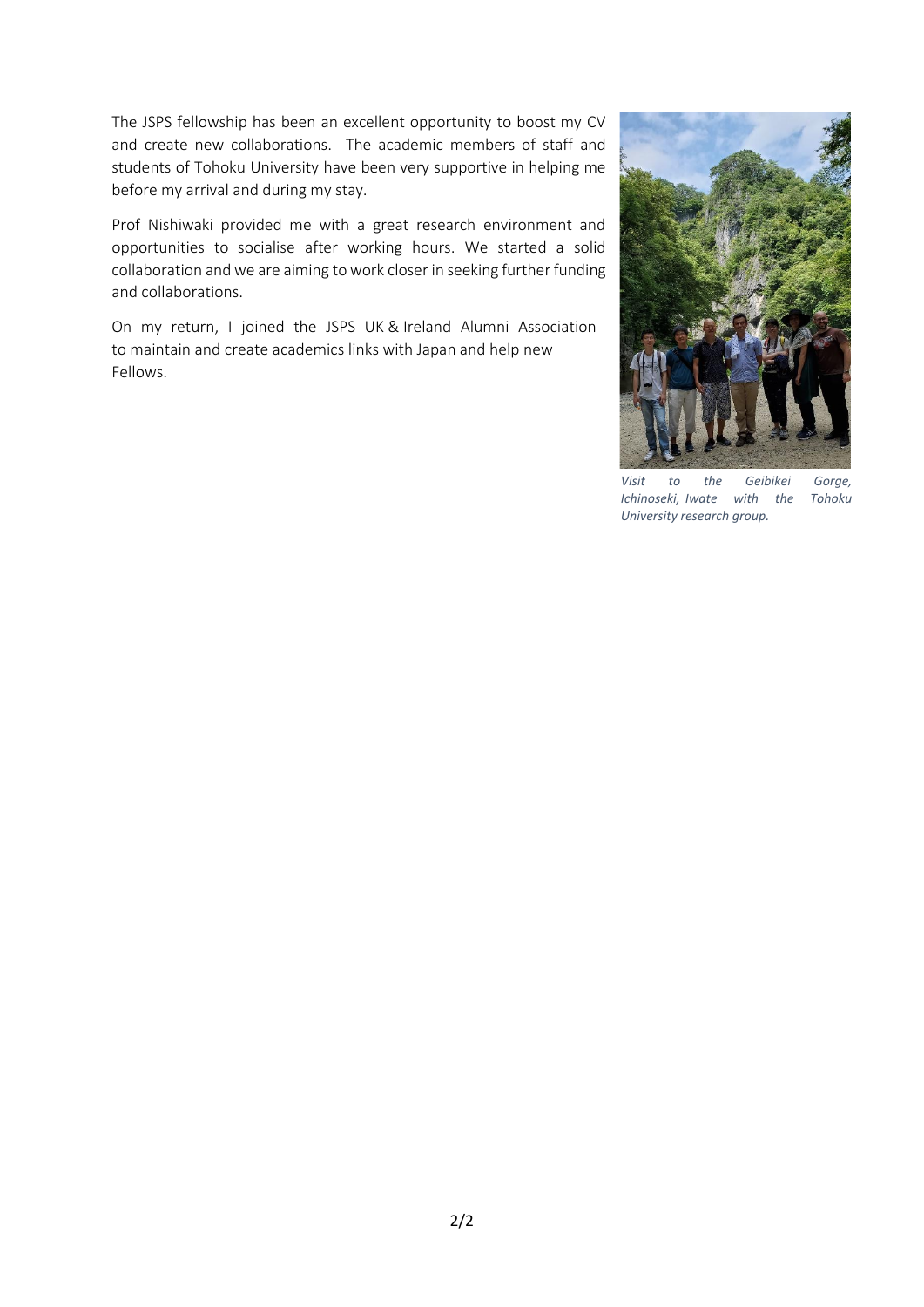The JSPS fellowship has been an excellent opportunity to boost my CV and create new collaborations. The academic members of staff and students of Tohoku University have been very supportive in helping me before my arrival and during my stay.

Prof Nishiwaki provided me with a great research environment and opportunities to socialise after working hours. We started a solid collaboration and we are aiming to work closer in seeking further funding and collaborations.

On my return, I joined the JSPS UK & Ireland Alumni Association to maintain and create academics links with Japan and help new Fellows.

*Visit to the Geibikei Gorge, Ichinoseki, Iwate with the Tohoku University research group.*